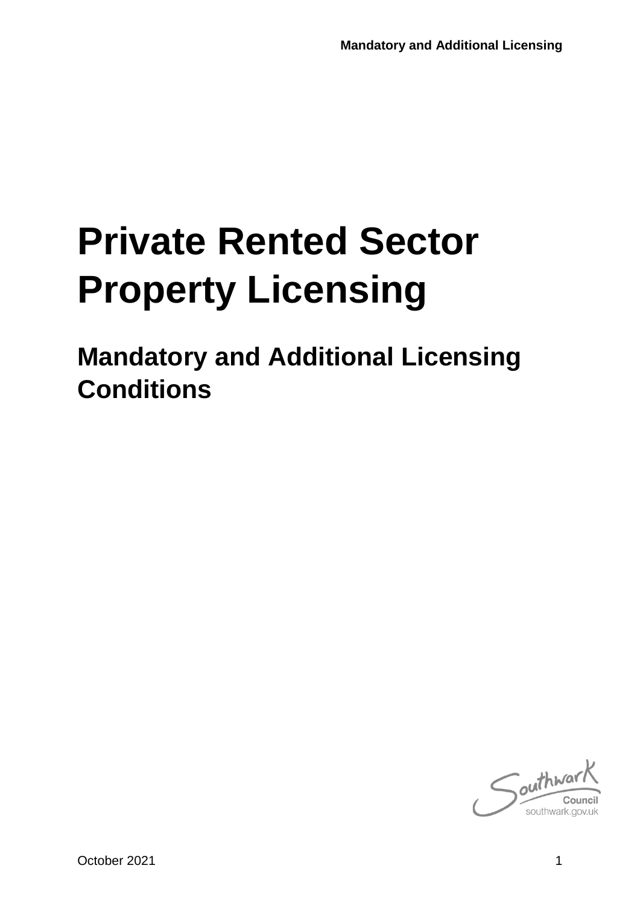# Private Rented Sector Property Licensing

## Mandatory and Additional Licensing Conditions

Southwark Council
southwark.gov.uk

October 2021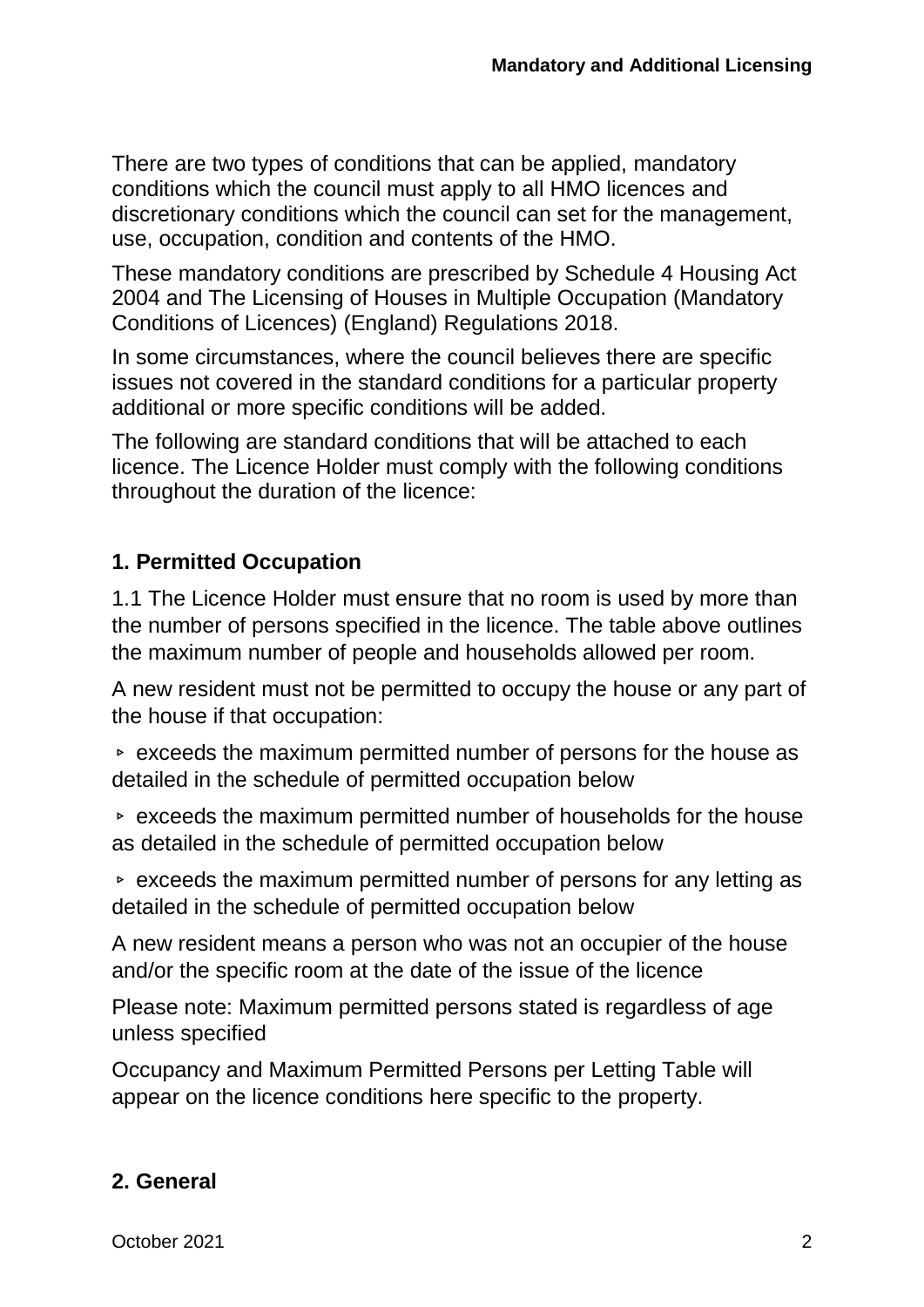There are two types of conditions that can be applied, mandatory conditions which the council must apply to all HMO licences and discretionary conditions which the council can set for the management, use, occupation, condition and contents of the HMO.

These mandatory conditions are prescribed by Schedule 4 Housing Act 2004 and The Licensing of Houses in Multiple Occupation (Mandatory Conditions of Licences) (England) Regulations 2018.

In some circumstances, where the council believes there are specific issues not covered in the standard conditions for a particular property additional or more specific conditions will be added.

The following are standard conditions that will be attached to each licence. The Licence Holder must comply with the following conditions throughout the duration of the licence:

## 1. Permitted Occupation

1.1 The Licence Holder must ensure that no room is used by more than the number of persons specified in the licence. The table above outlines the maximum number of people and households allowed per room.

A new resident must not be permitted to occupy the house or any part of the house if that occupation:

- exceeds the maximum permitted number of persons for the house as detailed in the schedule of permitted occupation below
- exceeds the maximum permitted number of households for the house as detailed in the schedule of permitted occupation below
- exceeds the maximum permitted number of persons for any letting as detailed in the schedule of permitted occupation below

A new resident means a person who was not an occupier of the house and/or the specific room at the date of the issue of the licence

Please note: Maximum permitted persons stated is regardless of age unless specified

Occupancy and Maximum Permitted Persons per Letting Table will appear on the licence conditions here specific to the property.

## 2. General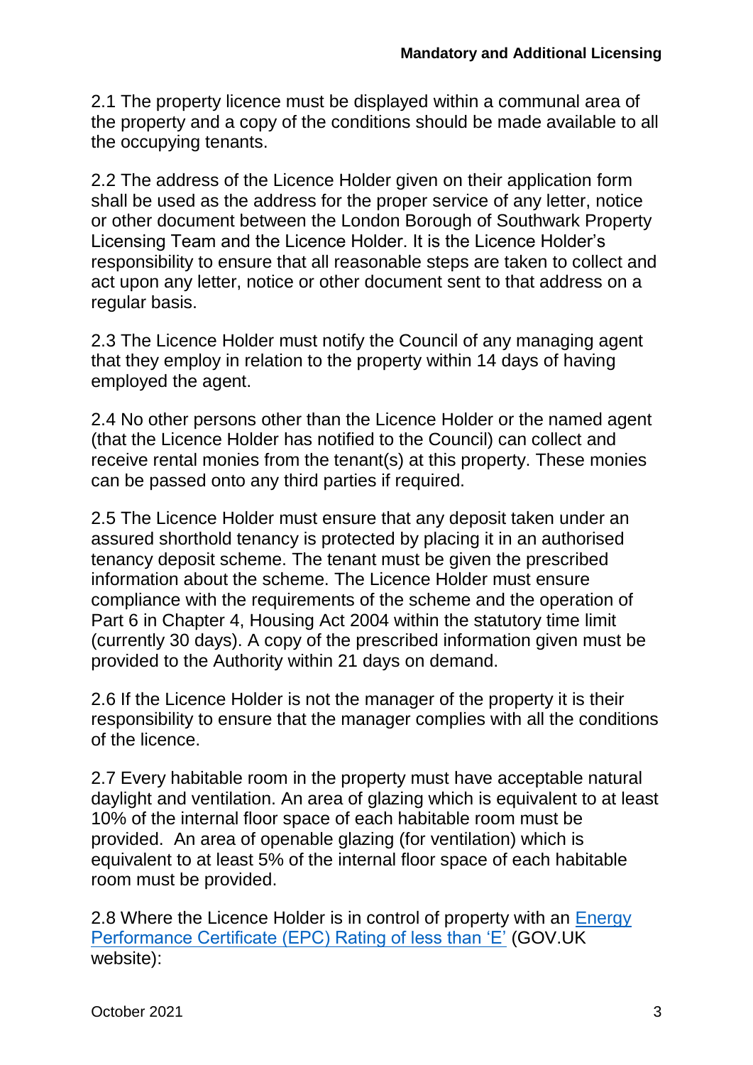2.1 The property licence must be displayed within a communal area of the property and a copy of the conditions should be made available to all the occupying tenants.

2.2 The address of the Licence Holder given on their application form shall be used as the address for the proper service of any letter, notice or other document between the London Borough of Southwark Property Licensing Team and the Licence Holder. It is the Licence Holder's responsibility to ensure that all reasonable steps are taken to collect and act upon any letter, notice or other document sent to that address on a regular basis.

2.3 The Licence Holder must notify the Council of any managing agent that they employ in relation to the property within 14 days of having employed the agent.

2.4 No other persons other than the Licence Holder or the named agent (that the Licence Holder has notified to the Council) can collect and receive rental monies from the tenant(s) at this property. These monies can be passed onto any third parties if required.

2.5 The Licence Holder must ensure that any deposit taken under an assured shorthold tenancy is protected by placing it in an authorised tenancy deposit scheme. The tenant must be given the prescribed information about the scheme. The Licence Holder must ensure compliance with the requirements of the scheme and the operation of Part 6 in Chapter 4, Housing Act 2004 within the statutory time limit (currently 30 days). A copy of the prescribed information given must be provided to the Authority within 21 days on demand.

2.6 If the Licence Holder is not the manager of the property it is their responsibility to ensure that the manager complies with all the conditions of the licence.

2.7 Every habitable room in the property must have acceptable natural daylight and ventilation. An area of glazing which is equivalent to at least 10% of the internal floor space of each habitable room must be provided. An area of openable glazing (for ventilation) which is equivalent to at least 5% of the internal floor space of each habitable room must be provided.

2.8 Where the Licence Holder is in control of property with an Energy Performance Certificate (EPC) Rating of less than 'E' (GOV.UK website):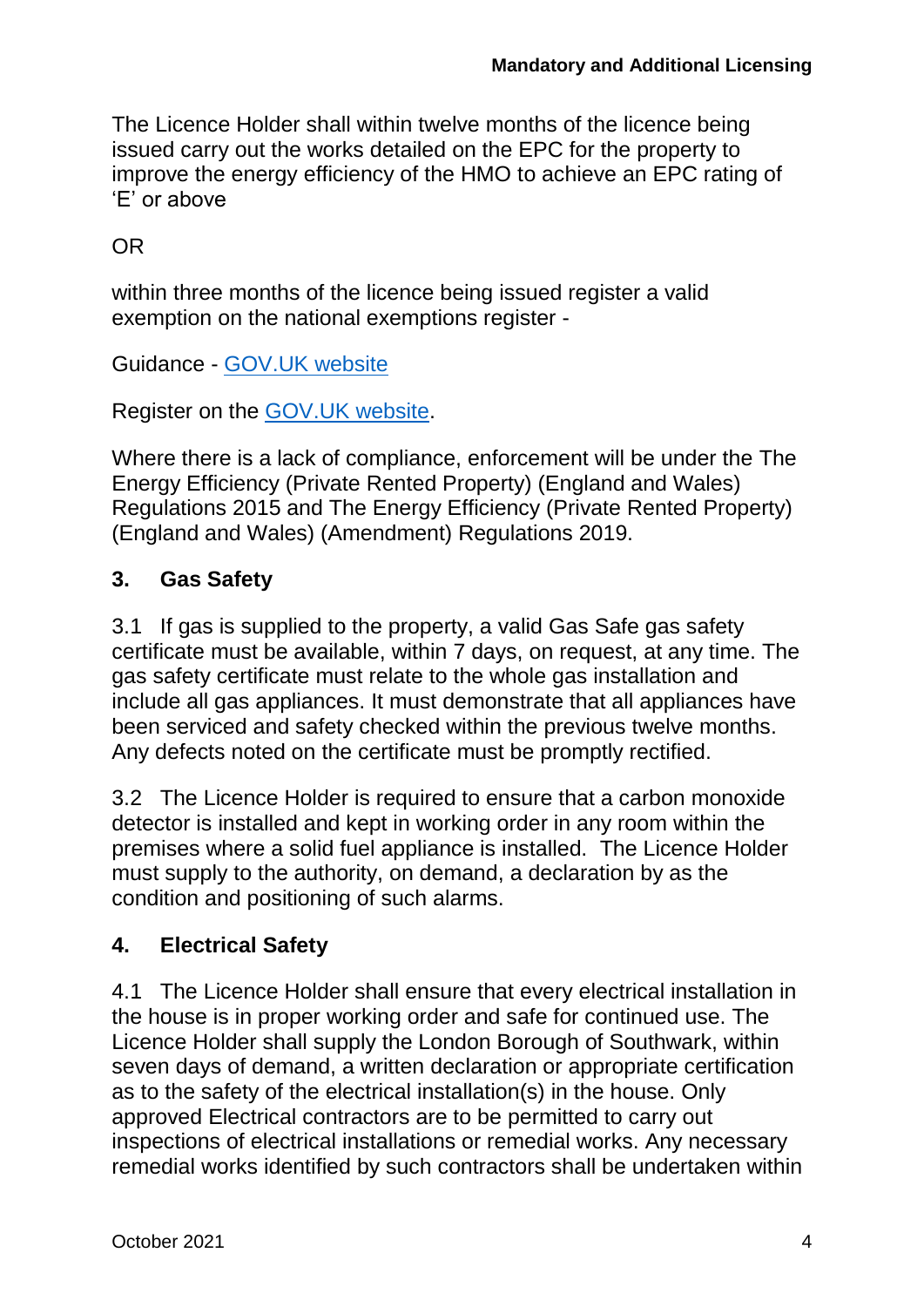The Licence Holder shall within twelve months of the licence being issued carry out the works detailed on the EPC for the property to improve the energy efficiency of the HMO to achieve an EPC rating of 'E' or above

OR

within three months of the licence being issued register a valid exemption on the national exemptions register -

Guidance - GOV.UK website

Register on the GOV.UK website.

Where there is a lack of compliance, enforcement will be under the The Energy Efficiency (Private Rented Property) (England and Wales) Regulations 2015 and The Energy Efficiency (Private Rented Property) (England and Wales) (Amendment) Regulations 2019.

## 3. Gas Safety

3.1 If gas is supplied to the property, a valid Gas Safe gas safety certificate must be available, within 7 days, on request, at any time. The gas safety certificate must relate to the whole gas installation and include all gas appliances. It must demonstrate that all appliances have been serviced and safety checked within the previous twelve months. Any defects noted on the certificate must be promptly rectified.

3.2 The Licence Holder is required to ensure that a carbon monoxide detector is installed and kept in working order in any room within the premises where a solid fuel appliance is installed. The Licence Holder must supply to the authority, on demand, a declaration by as the condition and positioning of such alarms.

## 4. Electrical Safety

4.1 The Licence Holder shall ensure that every electrical installation in the house is in proper working order and safe for continued use. The Licence Holder shall supply the London Borough of Southwark, within seven days of demand, a written declaration or appropriate certification as to the safety of the electrical installation(s) in the house. Only approved Electrical contractors are to be permitted to carry out inspections of electrical installations or remedial works. Any necessary remedial works identified by such contractors shall be undertaken within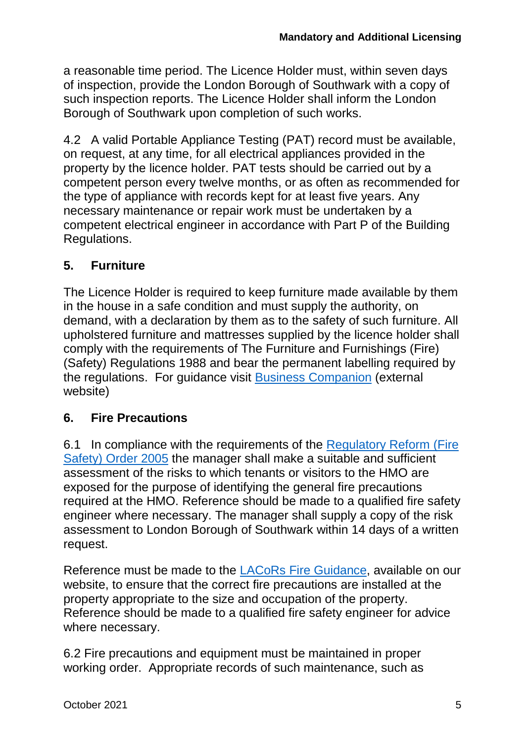a reasonable time period. The Licence Holder must, within seven days of inspection, provide the London Borough of Southwark with a copy of such inspection reports. The Licence Holder shall inform the London Borough of Southwark upon completion of such works.

4.2 A valid Portable Appliance Testing (PAT) record must be available, on request, at any time, for all electrical appliances provided in the property by the licence holder. PAT tests should be carried out by a competent person every twelve months, or as often as recommended for the type of appliance with records kept for at least five years. Any necessary maintenance or repair work must be undertaken by a competent electrical engineer in accordance with Part P of the Building Regulations.

## 5. Furniture

The Licence Holder is required to keep furniture made available by them in the house in a safe condition and must supply the authority, on demand, with a declaration by them as to the safety of such furniture. All upholstered furniture and mattresses supplied by the licence holder shall comply with the requirements of The Furniture and Furnishings (Fire) (Safety) Regulations 1988 and bear the permanent labelling required by the regulations. For guidance visit Business Companion (external website)

## 6. Fire Precautions

6.1 In compliance with the requirements of the Regulatory Reform (Fire Safety) Order 2005 the manager shall make a suitable and sufficient assessment of the risks to which tenants or visitors to the HMO are exposed for the purpose of identifying the general fire precautions required at the HMO. Reference should be made to a qualified fire safety engineer where necessary. The manager shall supply a copy of the risk assessment to London Borough of Southwark within 14 days of a written request.

Reference must be made to the LACoRs Fire Guidance, available on our website, to ensure that the correct fire precautions are installed at the property appropriate to the size and occupation of the property. Reference should be made to a qualified fire safety engineer for advice where necessary.

6.2 Fire precautions and equipment must be maintained in proper working order. Appropriate records of such maintenance, such as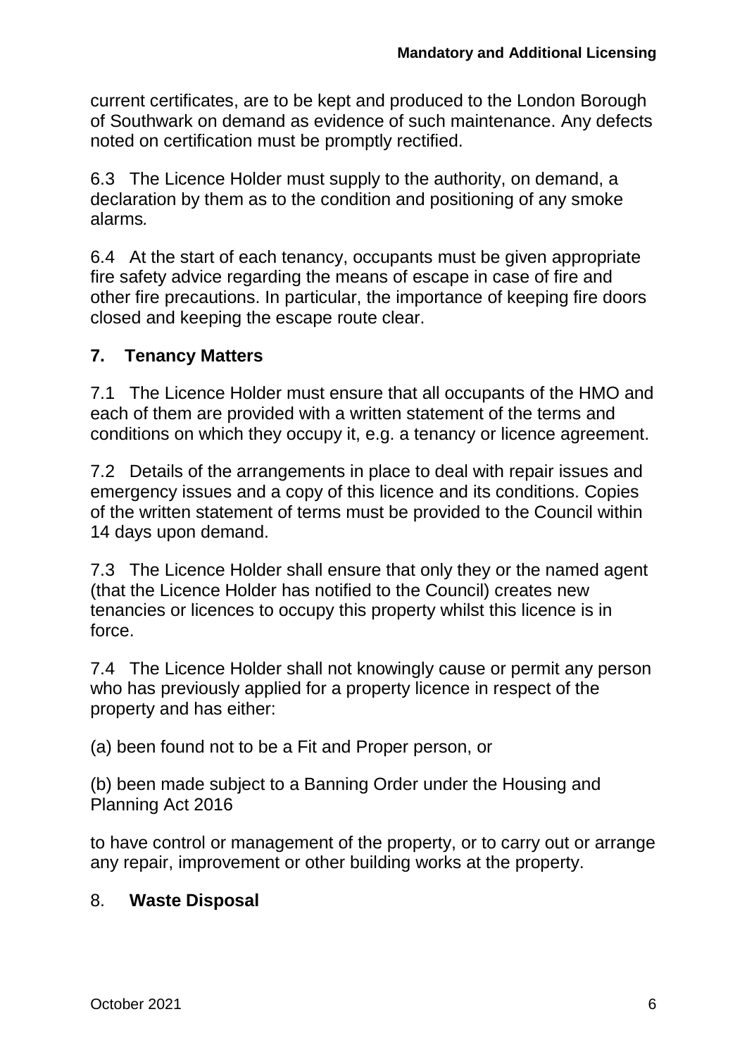current certificates, are to be kept and produced to the London Borough of Southwark on demand as evidence of such maintenance. Any defects noted on certification must be promptly rectified.

6.3 The Licence Holder must supply to the authority, on demand, a declaration by them as to the condition and positioning of any smoke alarms.

6.4 At the start of each tenancy, occupants must be given appropriate fire safety advice regarding the means of escape in case of fire and other fire precautions. In particular, the importance of keeping fire doors closed and keeping the escape route clear.

## 7. Tenancy Matters

7.1 The Licence Holder must ensure that all occupants of the HMO and each of them are provided with a written statement of the terms and conditions on which they occupy it, e.g. a tenancy or licence agreement.

7.2 Details of the arrangements in place to deal with repair issues and emergency issues and a copy of this licence and its conditions. Copies of the written statement of terms must be provided to the Council within 14 days upon demand.

7.3 The Licence Holder shall ensure that only they or the named agent (that the Licence Holder has notified to the Council) creates new tenancies or licences to occupy this property whilst this licence is in force.

7.4 The Licence Holder shall not knowingly cause or permit any person who has previously applied for a property licence in respect of the property and has either:

(a) been found not to be a Fit and Proper person, or

(b) been made subject to a Banning Order under the Housing and Planning Act 2016

to have control or management of the property, or to carry out or arrange any repair, improvement or other building works at the property.

## 8. Waste Disposal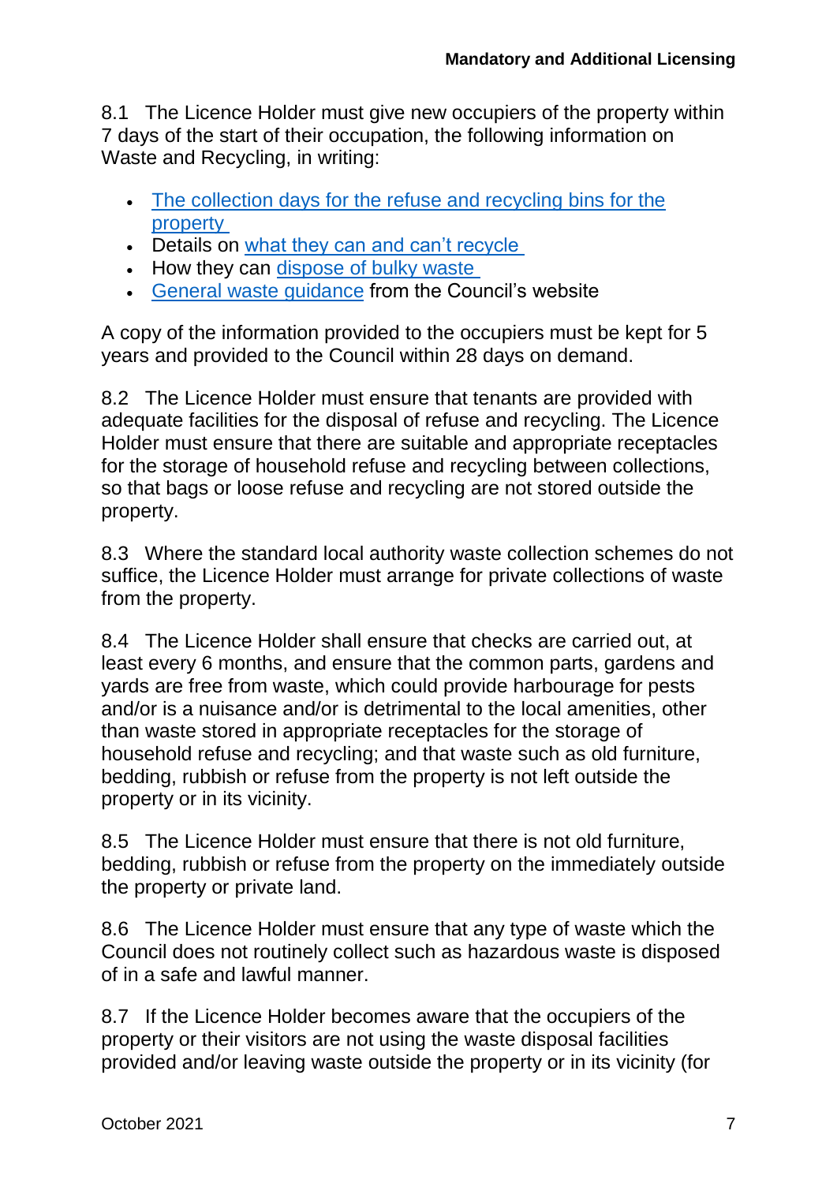8.1 The Licence Holder must give new occupiers of the property within 7 days of the start of their occupation, the following information on Waste and Recycling, in writing:

- The collection days for the refuse and recycling bins for the property
- Details on what they can and can't recycle
- How they can dispose of bulky waste
- General waste guidance from the Council's website

A copy of the information provided to the occupiers must be kept for 5 years and provided to the Council within 28 days on demand.

8.2 The Licence Holder must ensure that tenants are provided with adequate facilities for the disposal of refuse and recycling. The Licence Holder must ensure that there are suitable and appropriate receptacles for the storage of household refuse and recycling between collections, so that bags or loose refuse and recycling are not stored outside the property.

8.3 Where the standard local authority waste collection schemes do not suffice, the Licence Holder must arrange for private collections of waste from the property.

8.4 The Licence Holder shall ensure that checks are carried out, at least every 6 months, and ensure that the common parts, gardens and yards are free from waste, which could provide harbourage for pests and/or is a nuisance and/or is detrimental to the local amenities, other than waste stored in appropriate receptacles for the storage of household refuse and recycling; and that waste such as old furniture, bedding, rubbish or refuse from the property is not left outside the property or in its vicinity.

8.5 The Licence Holder must ensure that there is not old furniture, bedding, rubbish or refuse from the property on the immediately outside the property or private land.

8.6 The Licence Holder must ensure that any type of waste which the Council does not routinely collect such as hazardous waste is disposed of in a safe and lawful manner.

8.7 If the Licence Holder becomes aware that the occupiers of the property or their visitors are not using the waste disposal facilities provided and/or leaving waste outside the property or in its vicinity (for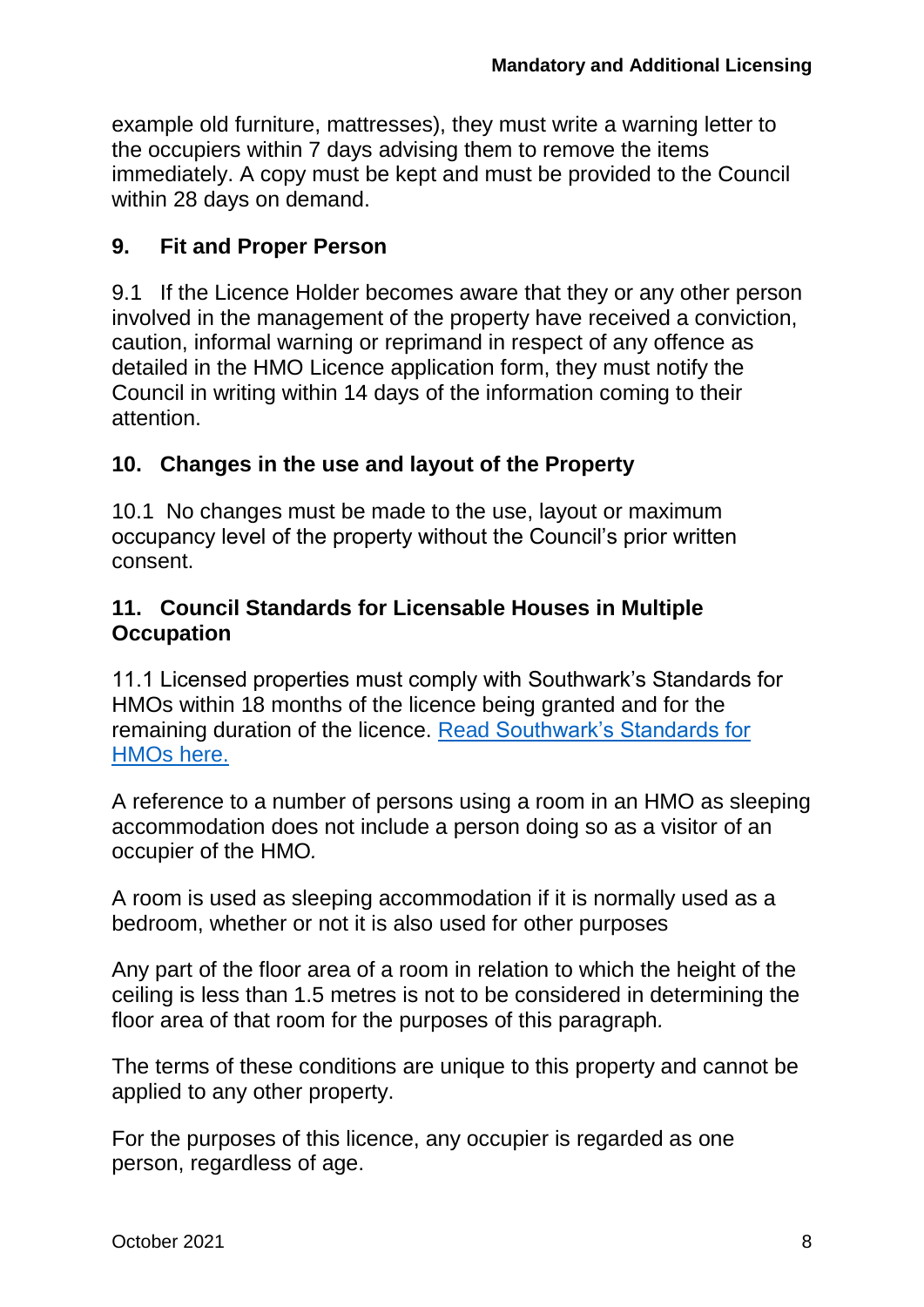example old furniture, mattresses), they must write a warning letter to the occupiers within 7 days advising them to remove the items immediately. A copy must be kept and must be provided to the Council within 28 days on demand.

## 9. Fit and Proper Person

9.1 If the Licence Holder becomes aware that they or any other person involved in the management of the property have received a conviction, caution, informal warning or reprimand in respect of any offence as detailed in the HMO Licence application form, they must notify the Council in writing within 14 days of the information coming to their attention.

## 10. Changes in the use and layout of the Property

10.1 No changes must be made to the use, layout or maximum occupancy level of the property without the Council's prior written consent.

## 11. Council Standards for Licensable Houses in Multiple Occupation

11.1 Licensed properties must comply with Southwark's Standards for HMOs within 18 months of the licence being granted and for the remaining duration of the licence. Read Southwark's Standards for HMOs here.

A reference to a number of persons using a room in an HMO as sleeping accommodation does not include a person doing so as a visitor of an occupier of the HMO.

A room is used as sleeping accommodation if it is normally used as a bedroom, whether or not it is also used for other purposes

Any part of the floor area of a room in relation to which the height of the ceiling is less than 1.5 metres is not to be considered in determining the floor area of that room for the purposes of this paragraph.

The terms of these conditions are unique to this property and cannot be applied to any other property.

For the purposes of this licence, any occupier is regarded as one person, regardless of age.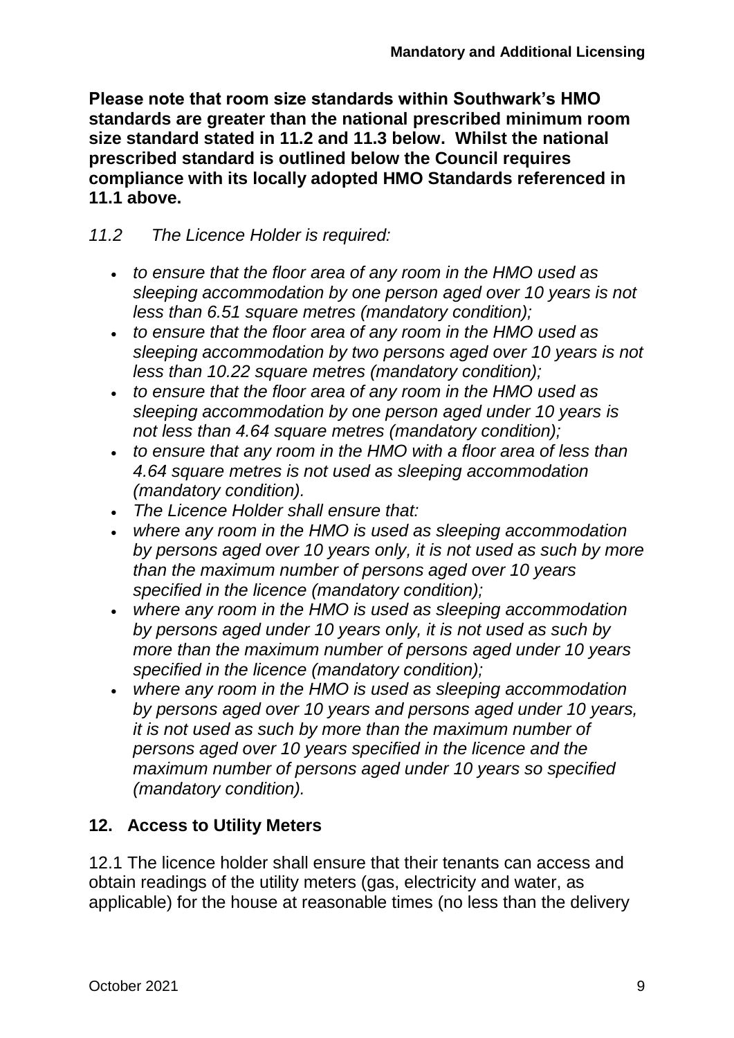**Please note that room size standards within Southwark's HMO standards are greater than the national prescribed minimum room size standard stated in 11.2 and 11.3 below. Whilst the national prescribed standard is outlined below the Council requires compliance with its locally adopted HMO Standards referenced in 11.1 above.**

*11.2 The Licence Holder is required:*

- *to ensure that the floor area of any room in the HMO used as sleeping accommodation by one person aged over 10 years is not less than 6.51 square metres (mandatory condition);*
- *to ensure that the floor area of any room in the HMO used as sleeping accommodation by two persons aged over 10 years is not less than 10.22 square metres (mandatory condition);*
- *to ensure that the floor area of any room in the HMO used as sleeping accommodation by one person aged under 10 years is not less than 4.64 square metres (mandatory condition);*
- *to ensure that any room in the HMO with a floor area of less than 4.64 square metres is not used as sleeping accommodation (mandatory condition).*
- *The Licence Holder shall ensure that:*
- *where any room in the HMO is used as sleeping accommodation by persons aged over 10 years only, it is not used as such by more than the maximum number of persons aged over 10 years specified in the licence (mandatory condition);*
- *where any room in the HMO is used as sleeping accommodation by persons aged under 10 years only, it is not used as such by more than the maximum number of persons aged under 10 years specified in the licence (mandatory condition);*
- *where any room in the HMO is used as sleeping accommodation by persons aged over 10 years and persons aged under 10 years, it is not used as such by more than the maximum number of persons aged over 10 years specified in the licence and the maximum number of persons aged under 10 years so specified (mandatory condition).*

## 12. Access to Utility Meters

12.1 The licence holder shall ensure that their tenants can access and obtain readings of the utility meters (gas, electricity and water, as applicable) for the house at reasonable times (no less than the delivery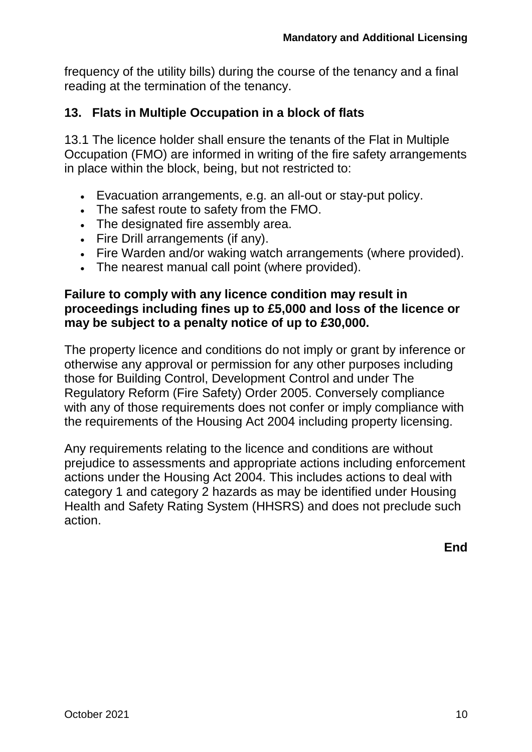frequency of the utility bills) during the course of the tenancy and a final reading at the termination of the tenancy.

## 13. Flats in Multiple Occupation in a block of flats

13.1 The licence holder shall ensure the tenants of the Flat in Multiple Occupation (FMO) are informed in writing of the fire safety arrangements in place within the block, being, but not restricted to:

- Evacuation arrangements, e.g. an all-out or stay-put policy.
- The safest route to safety from the FMO.
- The designated fire assembly area.
- Fire Drill arrangements (if any).
- Fire Warden and/or waking watch arrangements (where provided).
- The nearest manual call point (where provided).

**Failure to comply with any licence condition may result in proceedings including fines up to £5,000 and loss of the licence or may be subject to a penalty notice of up to £30,000.**

The property licence and conditions do not imply or grant by inference or otherwise any approval or permission for any other purposes including those for Building Control, Development Control and under The Regulatory Reform (Fire Safety) Order 2005. Conversely compliance with any of those requirements does not confer or imply compliance with the requirements of the Housing Act 2004 including property licensing.

Any requirements relating to the licence and conditions are without prejudice to assessments and appropriate actions including enforcement actions under the Housing Act 2004. This includes actions to deal with category 1 and category 2 hazards as may be identified under Housing Health and Safety Rating System (HHSRS) and does not preclude such action.

**End**